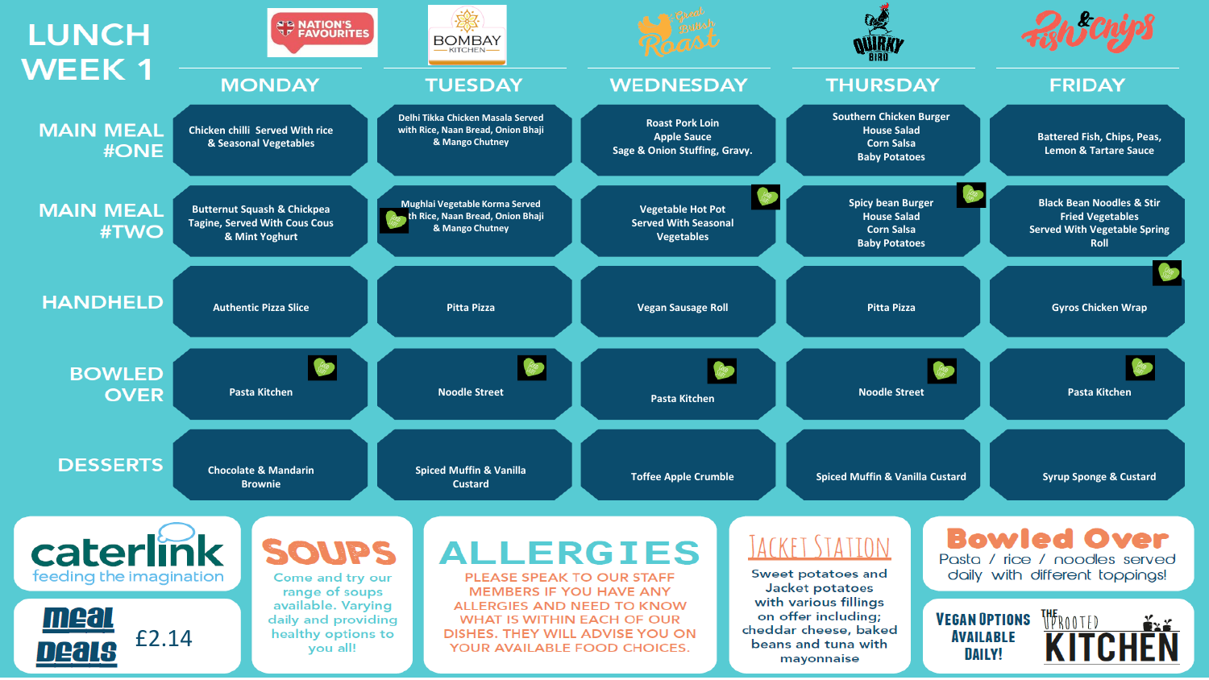# LUNCH WEEK 1

| | MONDAY (Nation's Favourites) | TUESDAY (Bombay Kitchen) | WEDNESDAY (Great British Roast) | THURSDAY (Quirky Bird) | FRIDAY (Fish & Chips) |
|---|---|---|---|---|---|
| MAIN MEAL #ONE | Chicken chilli Served With rice & Seasonal Vegetables | Delhi Tikka Chicken Masala Served with Rice, Naan Bread, Onion Bhaji & Mango Chutney | Roast Pork Loin Apple Sauce Sage & Onion Stuffing, Gravy. | Southern Chicken Burger House Salad Corn Salsa Baby Potatoes | Battered Fish, Chips, Peas, Lemon & Tartare Sauce |
| MAIN MEAL #TWO | Butternut Squash & Chickpea Tagine, Served With Cous Cous & Mint Yoghurt | Mughlai Vegetable Korma Served with Rice, Naan Bread, Onion Bhaji & Mango Chutney | Vegetable Hot Pot Served With Seasonal Vegetables | Spicy bean Burger House Salad Corn Salsa Baby Potatoes | Black Bean Noodles & Stir Fried Vegetables Served With Vegetable Spring Roll |
| HANDHELD | Authentic Pizza Slice | Pitta Pizza | Vegan Sausage Roll | Pitta Pizza | Gyros Chicken Wrap |
| BOWLED OVER | Pasta Kitchen | Noodle Street | Pasta Kitchen | Noodle Street | Pasta Kitchen |
| DESSERTS | Chocolate & Mandarin Brownie | Spiced Muffin & Vanilla Custard | Toffee Apple Crumble | Spiced Muffin & Vanilla Custard | Syrup Sponge & Custard |

**caterlink** feeding the imagination

**Meal Deals** £2.14

## SOUPS

Come and try our range of soups available. Varying daily and providing healthy options to you all!

## ALLERGIES

PLEASE SPEAK TO OUR STAFF MEMBERS IF YOU HAVE ANY ALLERGIES AND NEED TO KNOW WHAT IS WITHIN EACH OF OUR DISHES. THEY WILL ADVISE YOU ON YOUR AVAILABLE FOOD CHOICES.

## JACKET STATION

Sweet potatoes and Jacket potatoes with various fillings on offer including; cheddar cheese, baked beans and tuna with mayonnaise

## Bowled Over

Pasta / rice / noodles served daily with different toppings!

**VEGAN OPTIONS AVAILABLE DAILY!** THE UPROOTED KITCHEN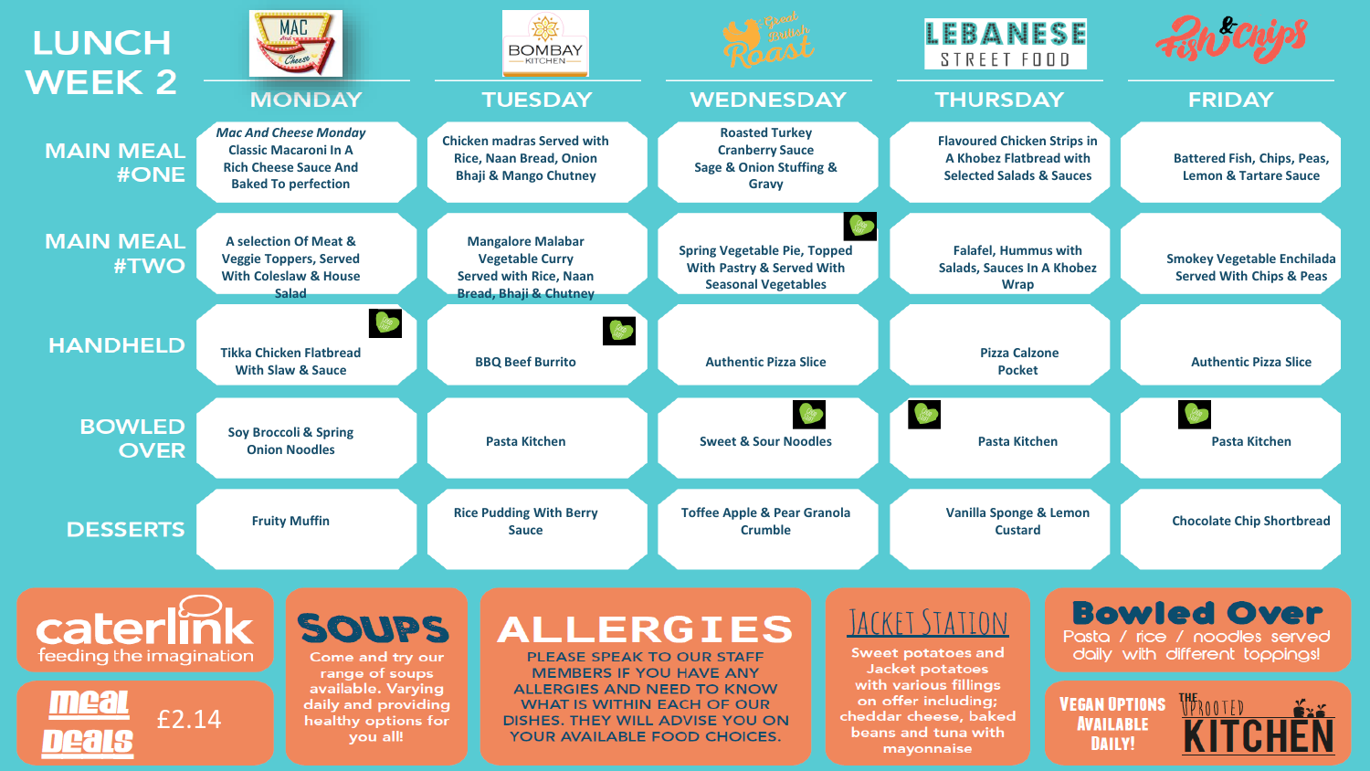# LUNCH WEEK 2

| | MONDAY | TUESDAY | WEDNESDAY | THURSDAY | FRIDAY |
|---|---|---|---|---|---|
| **MAIN MEAL #ONE** | *Mac And Cheese Monday* Classic Macaroni In A Rich Cheese Sauce And Baked To perfection | Chicken madras Served with Rice, Naan Bread, Onion Bhaji & Mango Chutney | Roasted Turkey Cranberry Sauce Sage & Onion Stuffing & Gravy | Flavoured Chicken Strips in A Khobez Flatbread with Selected Salads & Sauces | Battered Fish, Chips, Peas, Lemon & Tartare Sauce |
| **MAIN MEAL #TWO** | A selection Of Meat & Veggie Toppers, Served With Coleslaw & House Salad | Mangalore Malabar Vegetable Curry Served with Rice, Naan Bread, Bhaji & Chutney | Spring Vegetable Pie, Topped With Pastry & Served With Seasonal Vegetables | Falafel, Hummus with Salads, Sauces In A Khobez Wrap | Smokey Vegetable Enchilada Served With Chips & Peas |
| **HANDHELD** | Tikka Chicken Flatbread With Slaw & Sauce | BBQ Beef Burrito | Authentic Pizza Slice | Pizza Calzone Pocket | Authentic Pizza Slice |
| **BOWLED OVER** | Soy Broccoli & Spring Onion Noodles | Pasta Kitchen | Sweet & Sour Noodles | Pasta Kitchen | Pasta Kitchen |
| **DESSERTS** | Fruity Muffin | Rice Pudding With Berry Sauce | Toffee Apple & Pear Granola Crumble | Vanilla Sponge & Lemon Custard | Chocolate Chip Shortbread |

**caterlink** feeding the imagination

**meal deals** £2.14

## SOUPS

Come and try our range of soups available. Varying daily and providing healthy options for you all!

## ALLERGIES

PLEASE SPEAK TO OUR STAFF MEMBERS IF YOU HAVE ANY ALLERGIES AND NEED TO KNOW WHAT IS WITHIN EACH OF OUR DISHES. THEY WILL ADVISE YOU ON YOUR AVAILABLE FOOD CHOICES.

## JACKET STATION

Sweet potatoes and Jacket potatoes with various fillings on offer including; cheddar cheese, baked beans and tuna with mayonnaise

## Bowled Over

Pasta / rice / noodles served daily with different toppings!

**VEGAN OPTIONS AVAILABLE DAILY!** THE UPROOTED KITCHEN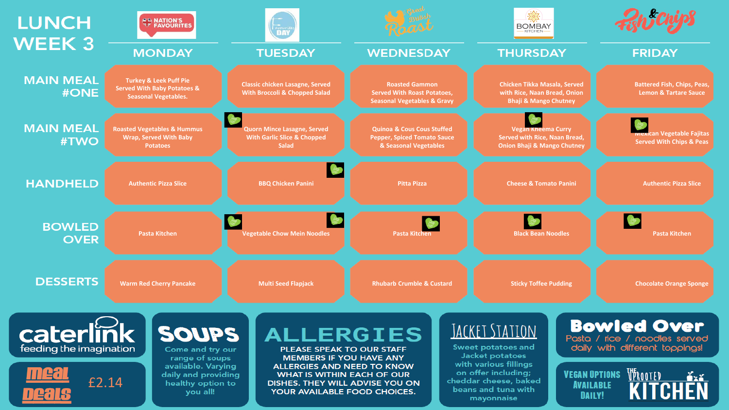# LUNCH WEEK 3

| | MONDAY | TUESDAY | WEDNESDAY | THURSDAY | FRIDAY |
|---|---|---|---|---|---|
| | NATION'S FAVOURITES | Favourites DAY | Great British Roast | BOMBAY KITCHEN | Fish & Chips |
| MAIN MEAL #ONE | Turkey & Leek Puff Pie Served With Baby Potatoes & Seasonal Vegetables. | Classic chicken Lasagne, Served With Broccoli & Chopped Salad | Roasted Gammon Served With Roast Potatoes, Seasonal Vegetables & Gravy | Chicken Tikka Masala, Served with Rice, Naan Bread, Onion Bhaji & Mango Chutney | Battered Fish, Chips, Peas, Lemon & Tartare Sauce |
| MAIN MEAL #TWO | Roasted Vegetables & Hummus Wrap, Served With Baby Potatoes | Quorn Mince Lasagne, Served With Garlic Slice & Chopped Salad | Quinoa & Cous Cous Stuffed Pepper, Spiced Tomato Sauce & Seasonal Vegetables | Vegan Kheema Curry Served with Rice, Naan Bread, Onion Bhaji & Mango Chutney | Mexican Vegetable Fajitas Served With Chips & Peas |
| HANDHELD | Authentic Pizza Slice | BBQ Chicken Panini | Pitta Pizza | Cheese & Tomato Panini | Authentic Pizza Slice |
| BOWLED OVER | Pasta Kitchen | Vegetable Chow Mein Noodles | Pasta Kitchen | Black Bean Noodles | Pasta Kitchen |
| DESSERTS | Warm Red Cherry Pancake | Multi Seed Flapjack | Rhubarb Crumble & Custard | Sticky Toffee Pudding | Chocolate Orange Sponge |

**caterlink** feeding the imagination

**Meal Deals** £2.14

## SOUPS

Come and try our range of soups available. Varying daily and providing healthy option to you all!

## ALLERGIES

PLEASE SPEAK TO OUR STAFF MEMBERS IF YOU HAVE ANY ALLERGIES AND NEED TO KNOW WHAT IS WITHIN EACH OF OUR DISHES. THEY WILL ADVISE YOU ON YOUR AVAILABLE FOOD CHOICES.

## JACKET STATION

Sweet potatoes and Jacket potatoes with various fillings on offer including; cheddar cheese, baked beans and tuna with mayonnaise

## Bowled Over

Pasta / rice / noodles served daily with different toppings!

VEGAN OPTIONS AVAILABLE DAILY!

THE UPROOTED KITCHEN